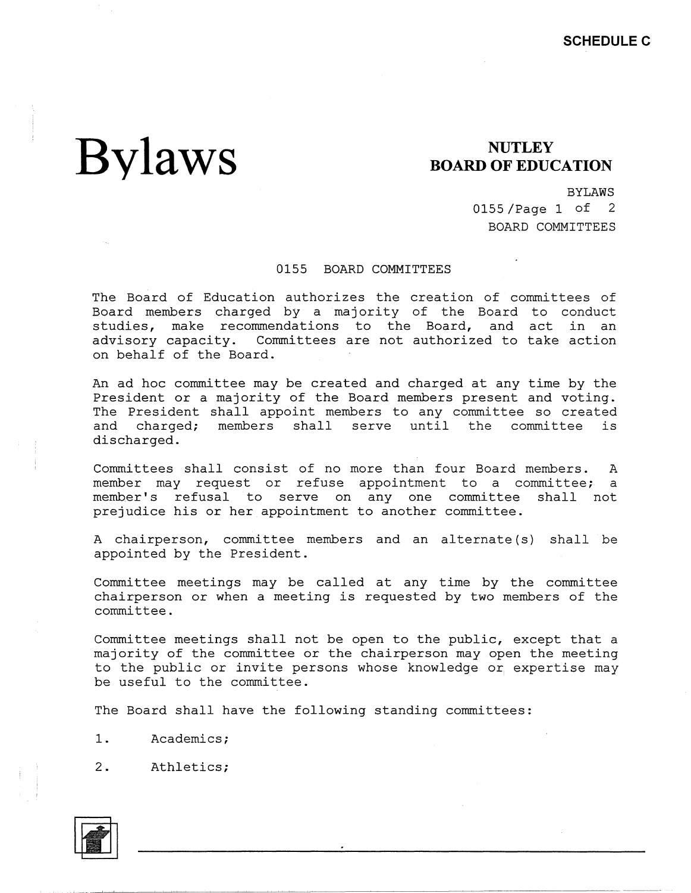SCHEDULE C

# Bylaws

**NUTLEY**
**BOARD OF EDUCATION**

BYLAWS
0155 /Page 1 of 2
BOARD COMMITTEES

## 0155 BOARD COMMITTEES

The Board of Education authorizes the creation of committees of Board members charged by a majority of the Board to conduct studies, make recommendations to the Board, and act in an advisory capacity. Committees are not authorized to take action on behalf of the Board.

An ad hoc committee may be created and charged at any time by the President or a majority of the Board members present and voting. The President shall appoint members to any committee so created and charged; members shall serve until the committee is discharged.

Committees shall consist of no more than four Board members. A member may request or refuse appointment to a committee; a member's refusal to serve on any one committee shall not prejudice his or her appointment to another committee.

A chairperson, committee members and an alternate(s) shall be appointed by the President.

Committee meetings may be called at any time by the committee chairperson or when a meeting is requested by two members of the committee.

Committee meetings shall not be open to the public, except that a majority of the committee or the chairperson may open the meeting to the public or invite persons whose knowledge or expertise may be useful to the committee.

The Board shall have the following standing committees:

1. Academics;
2. Athletics;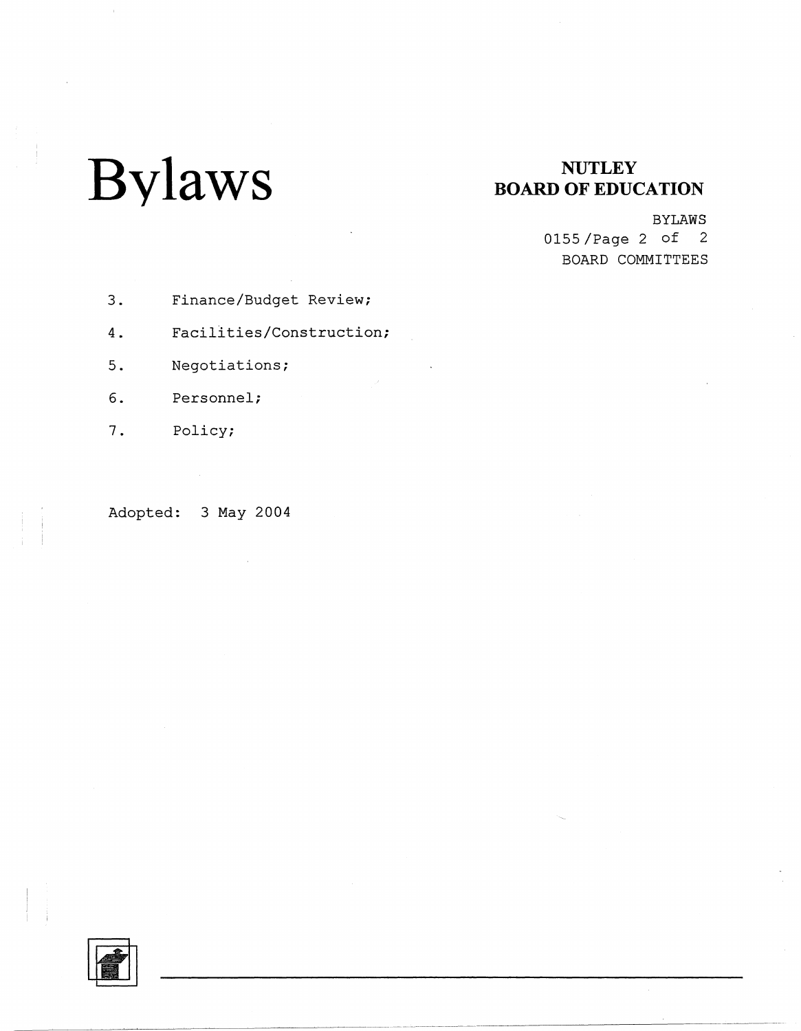3. Finance/Budget Review;
4. Facilities/Construction;
5. Negotiations;
6. Personnel;
7. Policy;

Adopted: 3 May 2004